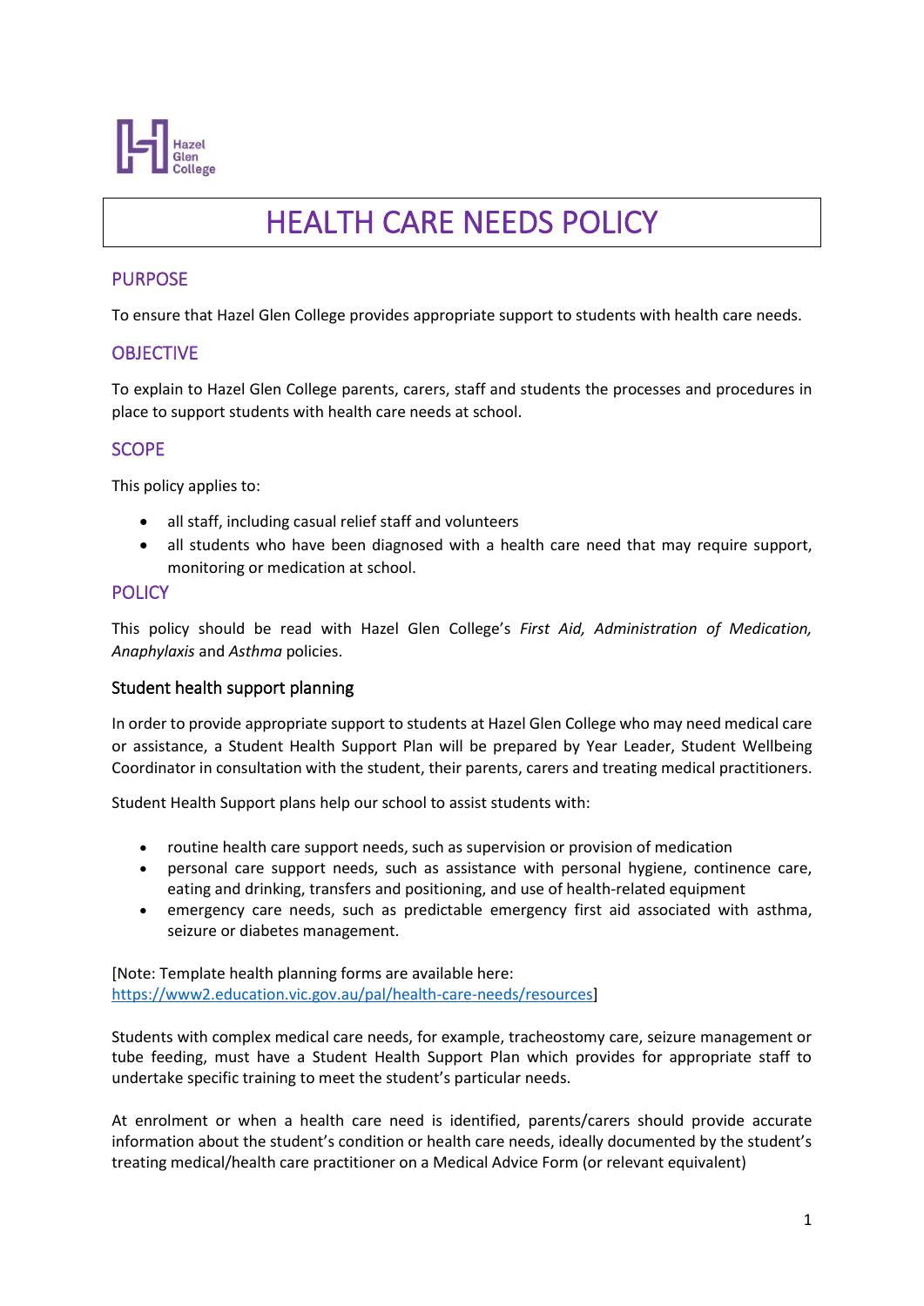# HEALTH CARE NEEDS POLICY

## PURPOSE

To ensure that Hazel Glen College provides appropriate support to students with health care needs.

## OBJECTIVE

To explain to Hazel Glen College parents, carers, staff and students the processes and procedures in place to support students with health care needs at school.

## SCOPE

This policy applies to:

- all staff, including casual relief staff and volunteers
- all students who have been diagnosed with a health care need that may require support, monitoring or medication at school.

## POLICY

This policy should be read with Hazel Glen College's *First Aid, Administration of Medication, Anaphylaxis* and *Asthma* policies.

### Student health support planning

In order to provide appropriate support to students at Hazel Glen College who may need medical care or assistance, a Student Health Support Plan will be prepared by Year Leader, Student Wellbeing Coordinator in consultation with the student, their parents, carers and treating medical practitioners.

Student Health Support plans help our school to assist students with:

- routine health care support needs, such as supervision or provision of medication
- personal care support needs, such as assistance with personal hygiene, continence care, eating and drinking, transfers and positioning, and use of health-related equipment
- emergency care needs, such as predictable emergency first aid associated with asthma, seizure or diabetes management.

[Note: Template health planning forms are available here: https://www2.education.vic.gov.au/pal/health-care-needs/resources]

Students with complex medical care needs, for example, tracheostomy care, seizure management or tube feeding, must have a Student Health Support Plan which provides for appropriate staff to undertake specific training to meet the student's particular needs.

At enrolment or when a health care need is identified, parents/carers should provide accurate information about the student's condition or health care needs, ideally documented by the student's treating medical/health care practitioner on a Medical Advice Form (or relevant equivalent)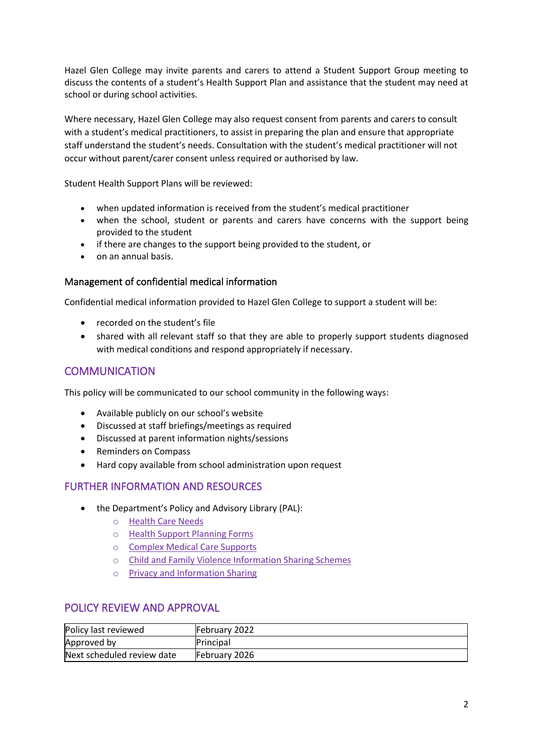Hazel Glen College may invite parents and carers to attend a Student Support Group meeting to discuss the contents of a student's Health Support Plan and assistance that the student may need at school or during school activities.

Where necessary, Hazel Glen College may also request consent from parents and carers to consult with a student's medical practitioners, to assist in preparing the plan and ensure that appropriate staff understand the student's needs. Consultation with the student's medical practitioner will not occur without parent/carer consent unless required or authorised by law.

Student Health Support Plans will be reviewed:

- when updated information is received from the student's medical practitioner
- when the school, student or parents and carers have concerns with the support being provided to the student
- if there are changes to the support being provided to the student, or
- on an annual basis.

### Management of confidential medical information

Confidential medical information provided to Hazel Glen College to support a student will be:

- recorded on the student's file
- shared with all relevant staff so that they are able to properly support students diagnosed with medical conditions and respond appropriately if necessary.

## COMMUNICATION

This policy will be communicated to our school community in the following ways:

- Available publicly on our school's website
- Discussed at staff briefings/meetings as required
- Discussed at parent information nights/sessions
- Reminders on Compass
- Hard copy available from school administration upon request

## FURTHER INFORMATION AND RESOURCES

- the Department's Policy and Advisory Library (PAL):
  - Health Care Needs
  - Health Support Planning Forms
  - Complex Medical Care Supports
  - Child and Family Violence Information Sharing Schemes
  - Privacy and Information Sharing

## POLICY REVIEW AND APPROVAL

| | |
|---|---|
| Policy last reviewed | February 2022 |
| Approved by | Principal |
| Next scheduled review date | February 2026 |